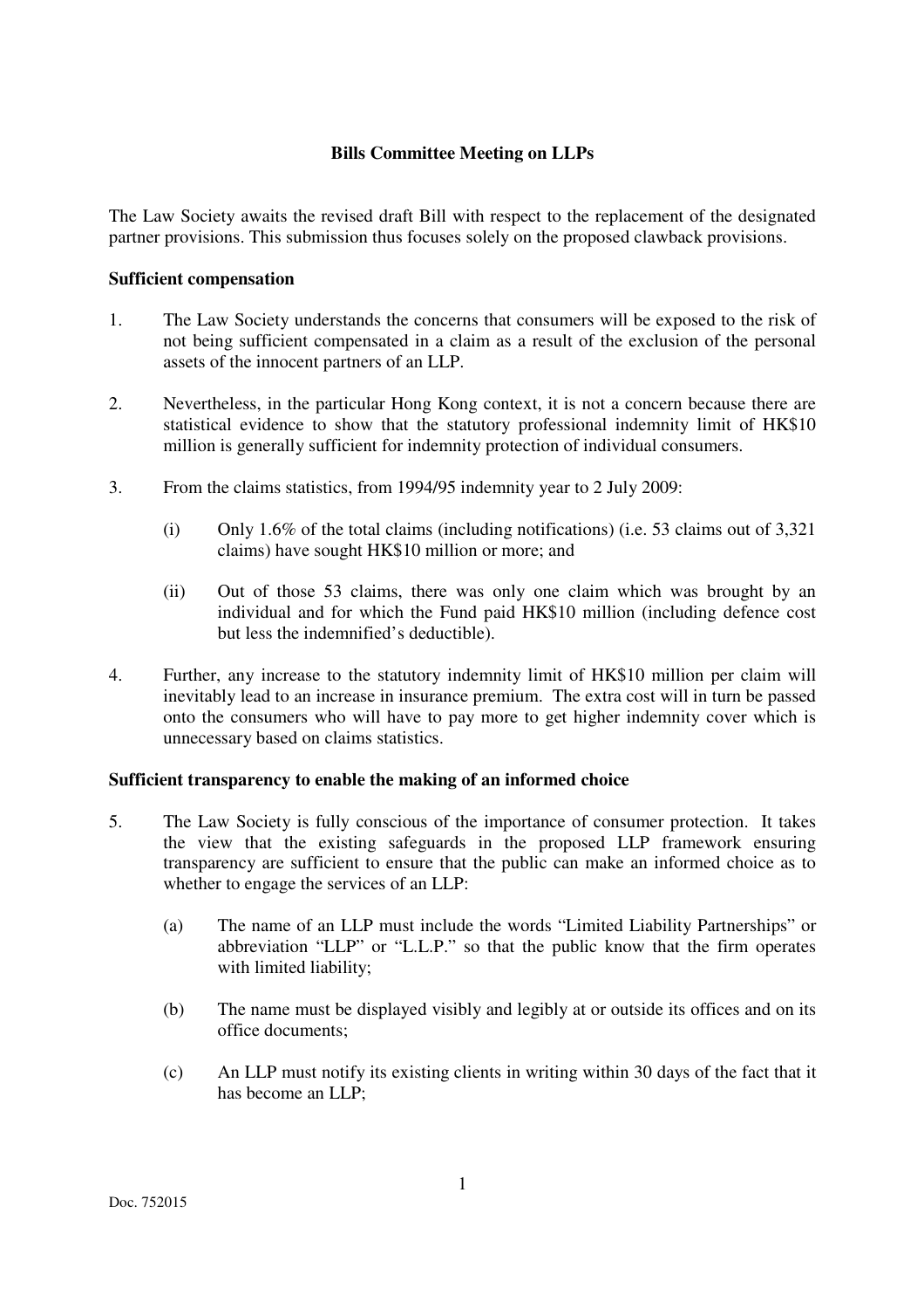**Bills Committee Meeting on LLPs**

The Law Society awaits the revised draft Bill with respect to the replacement of the designated partner provisions. This submission thus focuses solely on the proposed clawback provisions.

**Sufficient compensation**

1. The Law Society understands the concerns that consumers will be exposed to the risk of not being sufficient compensated in a claim as a result of the exclusion of the personal assets of the innocent partners of an LLP.

2. Nevertheless, in the particular Hong Kong context, it is not a concern because there are statistical evidence to show that the statutory professional indemnity limit of HK$10 million is generally sufficient for indemnity protection of individual consumers.

3. From the claims statistics, from 1994/95 indemnity year to 2 July 2009:

   (i) Only 1.6% of the total claims (including notifications) (i.e. 53 claims out of 3,321 claims) have sought HK$10 million or more; and

   (ii) Out of those 53 claims, there was only one claim which was brought by an individual and for which the Fund paid HK$10 million (including defence cost but less the indemnified's deductible).

4. Further, any increase to the statutory indemnity limit of HK$10 million per claim will inevitably lead to an increase in insurance premium. The extra cost will in turn be passed onto the consumers who will have to pay more to get higher indemnity cover which is unnecessary based on claims statistics.

**Sufficient transparency to enable the making of an informed choice**

5. The Law Society is fully conscious of the importance of consumer protection. It takes the view that the existing safeguards in the proposed LLP framework ensuring transparency are sufficient to ensure that the public can make an informed choice as to whether to engage the services of an LLP:

   (a) The name of an LLP must include the words "Limited Liability Partnerships" or abbreviation "LLP" or "L.L.P." so that the public know that the firm operates with limited liability;

   (b) The name must be displayed visibly and legibly at or outside its offices and on its office documents;

   (c) An LLP must notify its existing clients in writing within 30 days of the fact that it has become an LLP;

Doc. 752015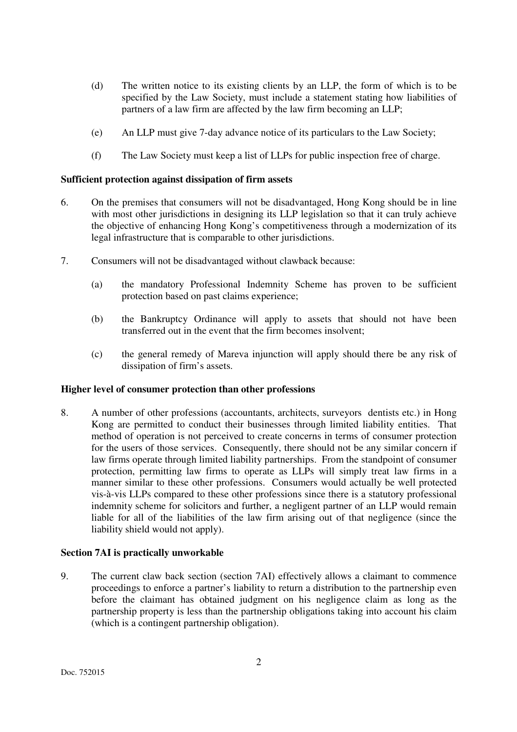(d) The written notice to its existing clients by an LLP, the form of which is to be specified by the Law Society, must include a statement stating how liabilities of partners of a law firm are affected by the law firm becoming an LLP;

(e) An LLP must give 7-day advance notice of its particulars to the Law Society;

(f) The Law Society must keep a list of LLPs for public inspection free of charge.

**Sufficient protection against dissipation of firm assets**

6. On the premises that consumers will not be disadvantaged, Hong Kong should be in line with most other jurisdictions in designing its LLP legislation so that it can truly achieve the objective of enhancing Hong Kong's competitiveness through a modernization of its legal infrastructure that is comparable to other jurisdictions.

7. Consumers will not be disadvantaged without clawback because:

   (a) the mandatory Professional Indemnity Scheme has proven to be sufficient protection based on past claims experience;

   (b) the Bankruptcy Ordinance will apply to assets that should not have been transferred out in the event that the firm becomes insolvent;

   (c) the general remedy of Mareva injunction will apply should there be any risk of dissipation of firm's assets.

**Higher level of consumer protection than other professions**

8. A number of other professions (accountants, architects, surveyors dentists etc.) in Hong Kong are permitted to conduct their businesses through limited liability entities. That method of operation is not perceived to create concerns in terms of consumer protection for the users of those services. Consequently, there should not be any similar concern if law firms operate through limited liability partnerships. From the standpoint of consumer protection, permitting law firms to operate as LLPs will simply treat law firms in a manner similar to these other professions. Consumers would actually be well protected vis-à-vis LLPs compared to these other professions since there is a statutory professional indemnity scheme for solicitors and further, a negligent partner of an LLP would remain liable for all of the liabilities of the law firm arising out of that negligence (since the liability shield would not apply).

**Section 7AI is practically unworkable**

9. The current claw back section (section 7AI) effectively allows a claimant to commence proceedings to enforce a partner's liability to return a distribution to the partnership even before the claimant has obtained judgment on his negligence claim as long as the partnership property is less than the partnership obligations taking into account his claim (which is a contingent partnership obligation).

Doc. 752015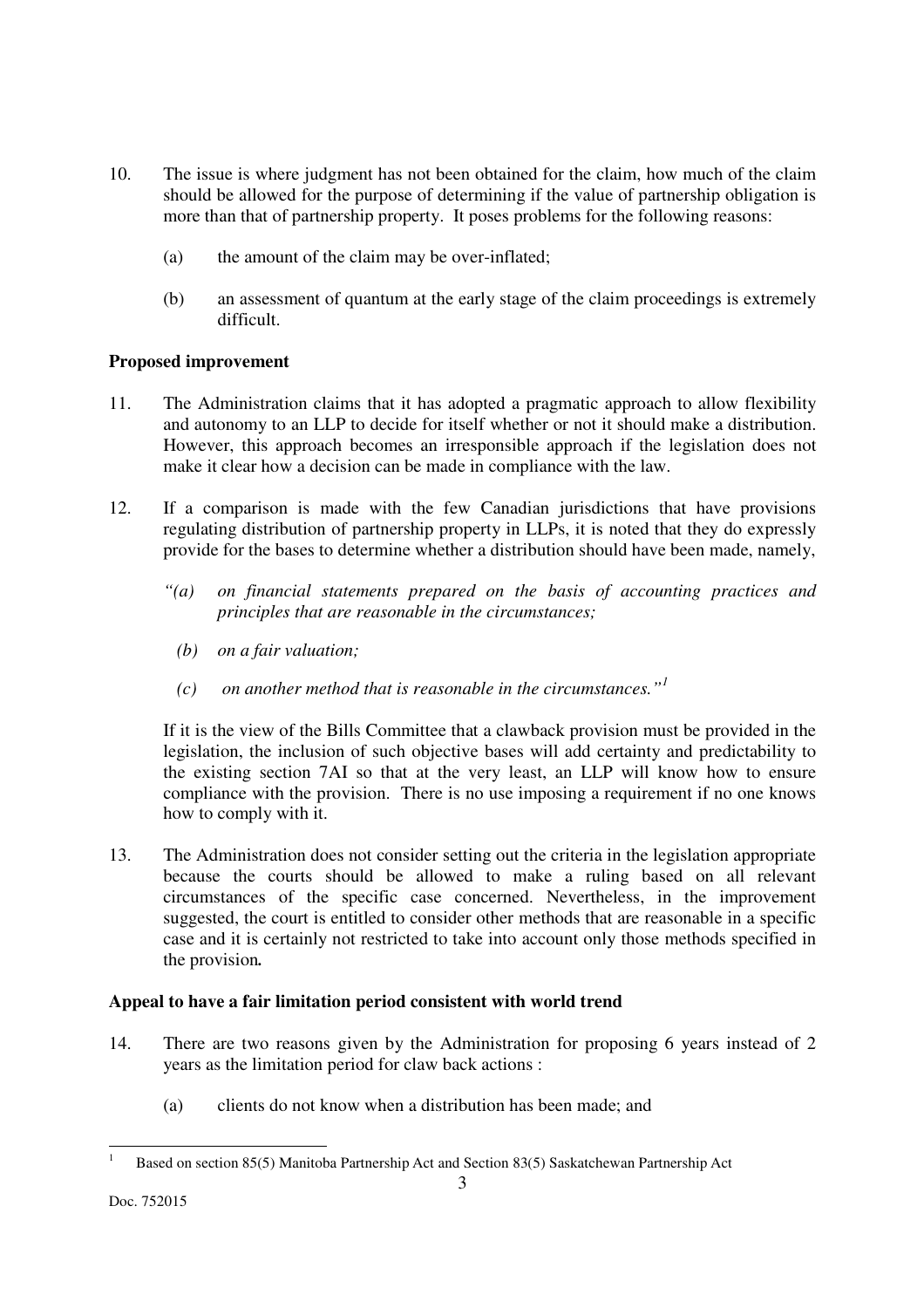10. The issue is where judgment has not been obtained for the claim, how much of the claim should be allowed for the purpose of determining if the value of partnership obligation is more than that of partnership property. It poses problems for the following reasons:

    (a) the amount of the claim may be over-inflated;

    (b) an assessment of quantum at the early stage of the claim proceedings is extremely difficult.

**Proposed improvement**

11. The Administration claims that it has adopted a pragmatic approach to allow flexibility and autonomy to an LLP to decide for itself whether or not it should make a distribution. However, this approach becomes an irresponsible approach if the legislation does not make it clear how a decision can be made in compliance with the law.

12. If a comparison is made with the few Canadian jurisdictions that have provisions regulating distribution of partnership property in LLPs, it is noted that they do expressly provide for the bases to determine whether a distribution should have been made, namely,

    *"(a) on financial statements prepared on the basis of accounting practices and principles that are reasonable in the circumstances;*

    *(b) on a fair valuation;*

    *(c) on another method that is reasonable in the circumstances."*[1]

    If it is the view of the Bills Committee that a clawback provision must be provided in the legislation, the inclusion of such objective bases will add certainty and predictability to the existing section 7AI so that at the very least, an LLP will know how to ensure compliance with the provision. There is no use imposing a requirement if no one knows how to comply with it.

13. The Administration does not consider setting out the criteria in the legislation appropriate because the courts should be allowed to make a ruling based on all relevant circumstances of the specific case concerned. Nevertheless, in the improvement suggested, the court is entitled to consider other methods that are reasonable in a specific case and it is certainly not restricted to take into account only those methods specified in the provision**.**

**Appeal to have a fair limitation period consistent with world trend**

14. There are two reasons given by the Administration for proposing 6 years instead of 2 years as the limitation period for claw back actions :

    (a) clients do not know when a distribution has been made; and

---

[1] Based on section 85(5) Manitoba Partnership Act and Section 83(5) Saskatchewan Partnership Act

Doc. 752015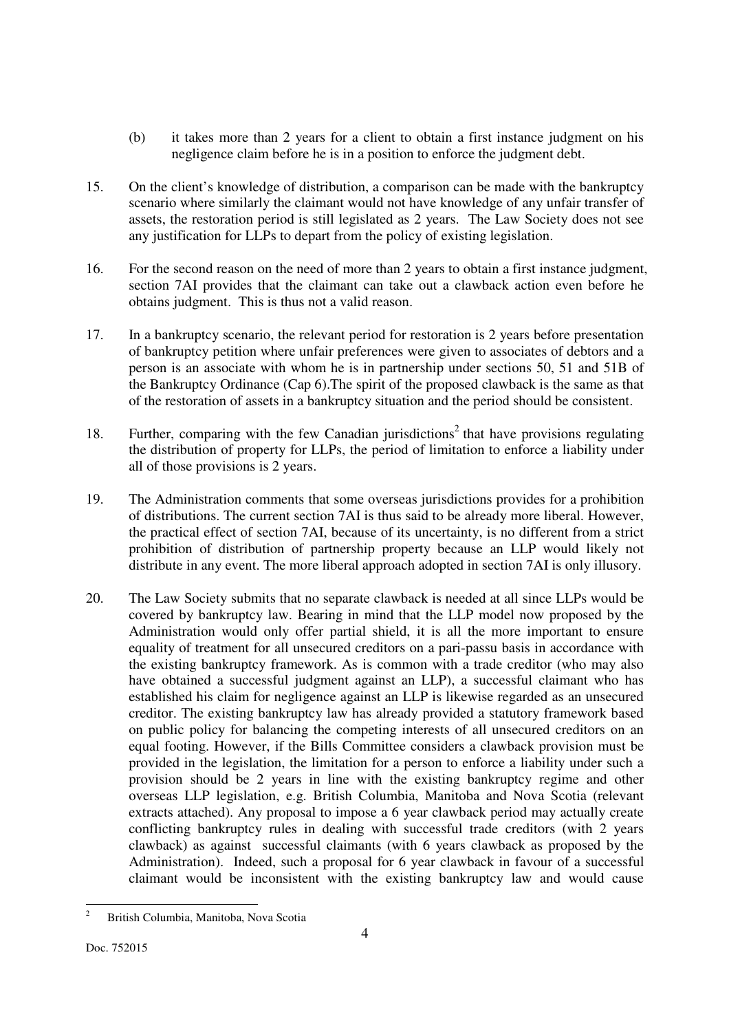(b) it takes more than 2 years for a client to obtain a first instance judgment on his negligence claim before he is in a position to enforce the judgment debt.

15. On the client's knowledge of distribution, a comparison can be made with the bankruptcy scenario where similarly the claimant would not have knowledge of any unfair transfer of assets, the restoration period is still legislated as 2 years. The Law Society does not see any justification for LLPs to depart from the policy of existing legislation.

16. For the second reason on the need of more than 2 years to obtain a first instance judgment, section 7AI provides that the claimant can take out a clawback action even before he obtains judgment. This is thus not a valid reason.

17. In a bankruptcy scenario, the relevant period for restoration is 2 years before presentation of bankruptcy petition where unfair preferences were given to associates of debtors and a person is an associate with whom he is in partnership under sections 50, 51 and 51B of the Bankruptcy Ordinance (Cap 6).The spirit of the proposed clawback is the same as that of the restoration of assets in a bankruptcy situation and the period should be consistent.

18. Further, comparing with the few Canadian jurisdictions[2] that have provisions regulating the distribution of property for LLPs, the period of limitation to enforce a liability under all of those provisions is 2 years.

19. The Administration comments that some overseas jurisdictions provides for a prohibition of distributions. The current section 7AI is thus said to be already more liberal. However, the practical effect of section 7AI, because of its uncertainty, is no different from a strict prohibition of distribution of partnership property because an LLP would likely not distribute in any event. The more liberal approach adopted in section 7AI is only illusory.

20. The Law Society submits that no separate clawback is needed at all since LLPs would be covered by bankruptcy law. Bearing in mind that the LLP model now proposed by the Administration would only offer partial shield, it is all the more important to ensure equality of treatment for all unsecured creditors on a pari-passu basis in accordance with the existing bankruptcy framework. As is common with a trade creditor (who may also have obtained a successful judgment against an LLP), a successful claimant who has established his claim for negligence against an LLP is likewise regarded as an unsecured creditor. The existing bankruptcy law has already provided a statutory framework based on public policy for balancing the competing interests of all unsecured creditors on an equal footing. However, if the Bills Committee considers a clawback provision must be provided in the legislation, the limitation for a person to enforce a liability under such a provision should be 2 years in line with the existing bankruptcy regime and other overseas LLP legislation, e.g. British Columbia, Manitoba and Nova Scotia (relevant extracts attached). Any proposal to impose a 6 year clawback period may actually create conflicting bankruptcy rules in dealing with successful trade creditors (with 2 years clawback) as against successful claimants (with 6 years clawback as proposed by the Administration). Indeed, such a proposal for 6 year clawback in favour of a successful claimant would be inconsistent with the existing bankruptcy law and would cause

---

[2] British Columbia, Manitoba, Nova Scotia

Doc. 752015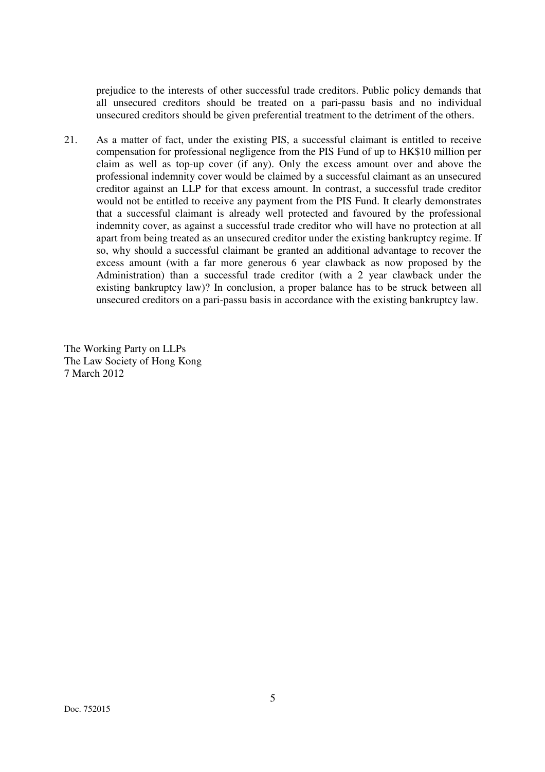prejudice to the interests of other successful trade creditors. Public policy demands that all unsecured creditors should be treated on a pari-passu basis and no individual unsecured creditors should be given preferential treatment to the detriment of the others.

21. As a matter of fact, under the existing PIS, a successful claimant is entitled to receive compensation for professional negligence from the PIS Fund of up to HK$10 million per claim as well as top-up cover (if any). Only the excess amount over and above the professional indemnity cover would be claimed by a successful claimant as an unsecured creditor against an LLP for that excess amount. In contrast, a successful trade creditor would not be entitled to receive any payment from the PIS Fund. It clearly demonstrates that a successful claimant is already well protected and favoured by the professional indemnity cover, as against a successful trade creditor who will have no protection at all apart from being treated as an unsecured creditor under the existing bankruptcy regime. If so, why should a successful claimant be granted an additional advantage to recover the excess amount (with a far more generous 6 year clawback as now proposed by the Administration) than a successful trade creditor (with a 2 year clawback under the existing bankruptcy law)? In conclusion, a proper balance has to be struck between all unsecured creditors on a pari-passu basis in accordance with the existing bankruptcy law.

The Working Party on LLPs
The Law Society of Hong Kong
7 March 2012

Doc. 752015